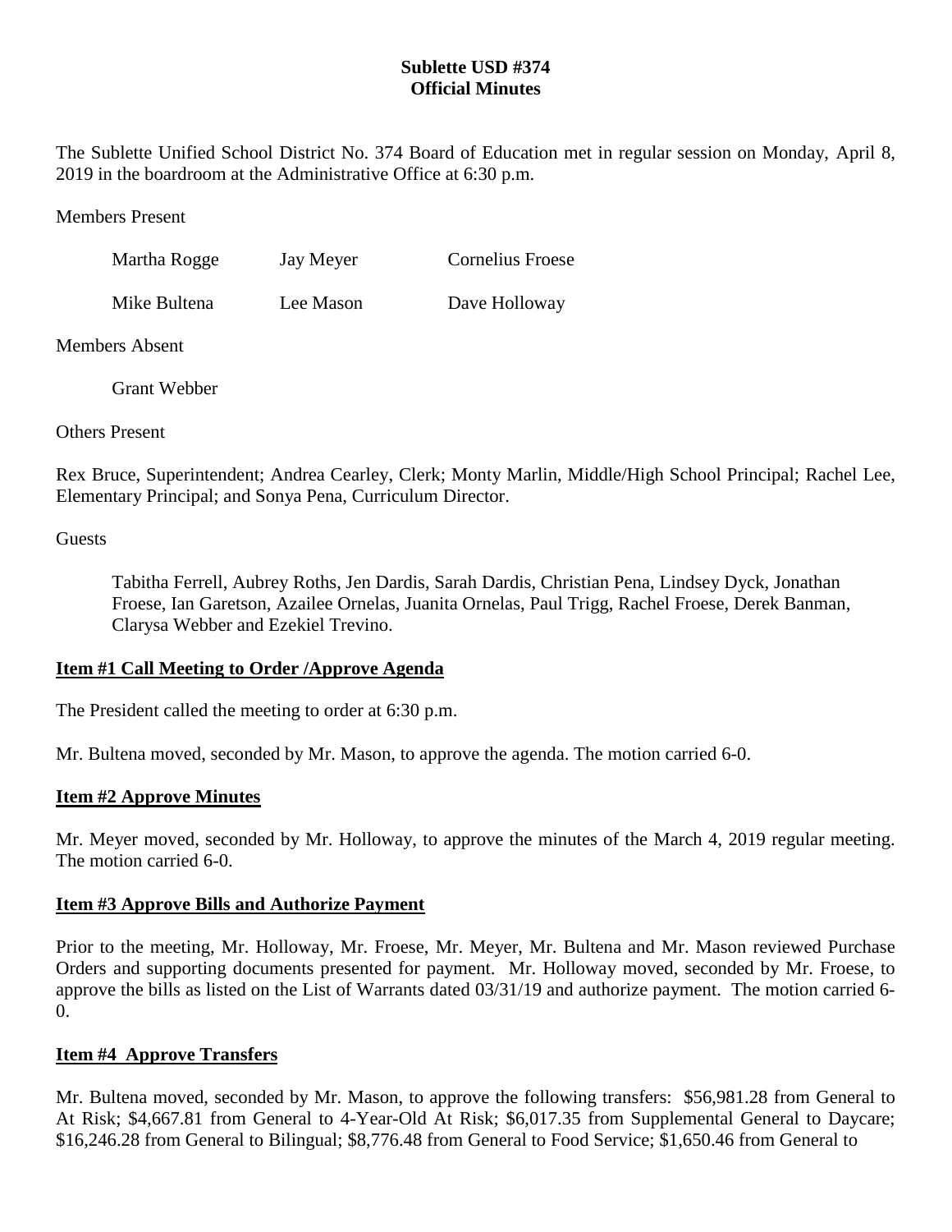**Sublette USD #374**
**Official Minutes**

The Sublette Unified School District No. 374 Board of Education met in regular session on Monday, April 8, 2019 in the boardroom at the Administrative Office at 6:30 p.m.

Members Present

| | | |
|---|---|---|
| Martha Rogge | Jay Meyer | Cornelius Froese |
| Mike Bultena | Lee Mason | Dave Holloway |

Members Absent

Grant Webber

Others Present

Rex Bruce, Superintendent; Andrea Cearley, Clerk; Monty Marlin, Middle/High School Principal; Rachel Lee, Elementary Principal; and Sonya Pena, Curriculum Director.

Guests

Tabitha Ferrell, Aubrey Roths, Jen Dardis, Sarah Dardis, Christian Pena, Lindsey Dyck, Jonathan Froese, Ian Garetson, Azailee Ornelas, Juanita Ornelas, Paul Trigg, Rachel Froese, Derek Banman, Clarysa Webber and Ezekiel Trevino.

**Item #1 Call Meeting to Order /Approve Agenda**

The President called the meeting to order at 6:30 p.m.

Mr. Bultena moved, seconded by Mr. Mason, to approve the agenda. The motion carried 6-0.

**Item #2 Approve Minutes**

Mr. Meyer moved, seconded by Mr. Holloway, to approve the minutes of the March 4, 2019 regular meeting. The motion carried 6-0.

**Item #3 Approve Bills and Authorize Payment**

Prior to the meeting, Mr. Holloway, Mr. Froese, Mr. Meyer, Mr. Bultena and Mr. Mason reviewed Purchase Orders and supporting documents presented for payment. Mr. Holloway moved, seconded by Mr. Froese, to approve the bills as listed on the List of Warrants dated 03/31/19 and authorize payment. The motion carried 6-0.

**Item #4 Approve Transfers**

Mr. Bultena moved, seconded by Mr. Mason, to approve the following transfers: $56,981.28 from General to At Risk; $4,667.81 from General to 4-Year-Old At Risk; $6,017.35 from Supplemental General to Daycare; $16,246.28 from General to Bilingual; $8,776.48 from General to Food Service; $1,650.46 from General to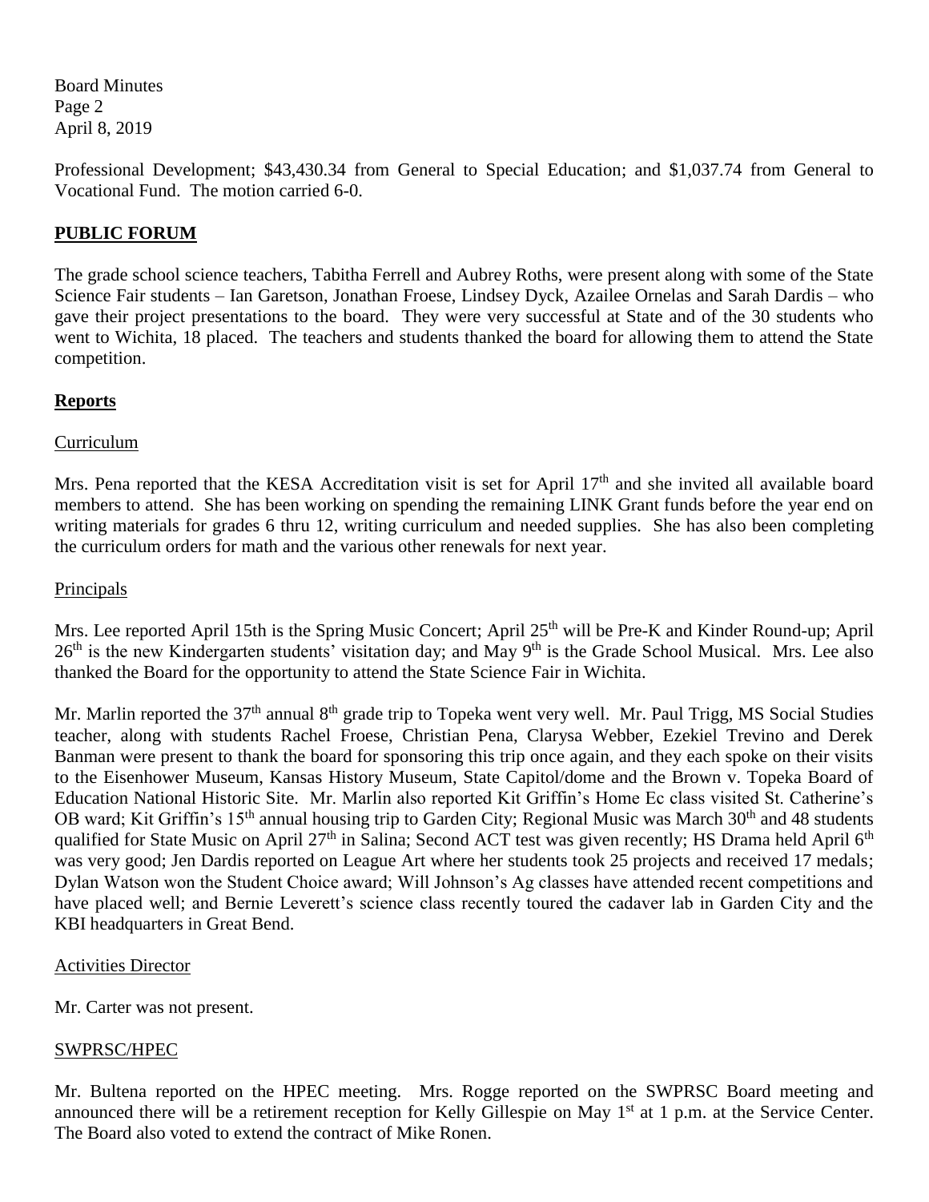Professional Development; $43,430.34 from General to Special Education; and $1,037.74 from General to Vocational Fund. The motion carried 6-0.

## PUBLIC FORUM

The grade school science teachers, Tabitha Ferrell and Aubrey Roths, were present along with some of the State Science Fair students – Ian Garetson, Jonathan Froese, Lindsey Dyck, Azailee Ornelas and Sarah Dardis – who gave their project presentations to the board. They were very successful at State and of the 30 students who went to Wichita, 18 placed. The teachers and students thanked the board for allowing them to attend the State competition.

## Reports

### Curriculum

Mrs. Pena reported that the KESA Accreditation visit is set for April 17th and she invited all available board members to attend. She has been working on spending the remaining LINK Grant funds before the year end on writing materials for grades 6 thru 12, writing curriculum and needed supplies. She has also been completing the curriculum orders for math and the various other renewals for next year.

### Principals

Mrs. Lee reported April 15th is the Spring Music Concert; April 25th will be Pre-K and Kinder Round-up; April 26th is the new Kindergarten students' visitation day; and May 9th is the Grade School Musical. Mrs. Lee also thanked the Board for the opportunity to attend the State Science Fair in Wichita.

Mr. Marlin reported the 37th annual 8th grade trip to Topeka went very well. Mr. Paul Trigg, MS Social Studies teacher, along with students Rachel Froese, Christian Pena, Clarysa Webber, Ezekiel Trevino and Derek Banman were present to thank the board for sponsoring this trip once again, and they each spoke on their visits to the Eisenhower Museum, Kansas History Museum, State Capitol/dome and the Brown v. Topeka Board of Education National Historic Site. Mr. Marlin also reported Kit Griffin's Home Ec class visited St. Catherine's OB ward; Kit Griffin's 15th annual housing trip to Garden City; Regional Music was March 30th and 48 students qualified for State Music on April 27th in Salina; Second ACT test was given recently; HS Drama held April 6th was very good; Jen Dardis reported on League Art where her students took 25 projects and received 17 medals; Dylan Watson won the Student Choice award; Will Johnson's Ag classes have attended recent competitions and have placed well; and Bernie Leverett's science class recently toured the cadaver lab in Garden City and the KBI headquarters in Great Bend.

### Activities Director

Mr. Carter was not present.

### SWPRSC/HPEC

Mr. Bultena reported on the HPEC meeting. Mrs. Rogge reported on the SWPRSC Board meeting and announced there will be a retirement reception for Kelly Gillespie on May 1st at 1 p.m. at the Service Center. The Board also voted to extend the contract of Mike Ronen.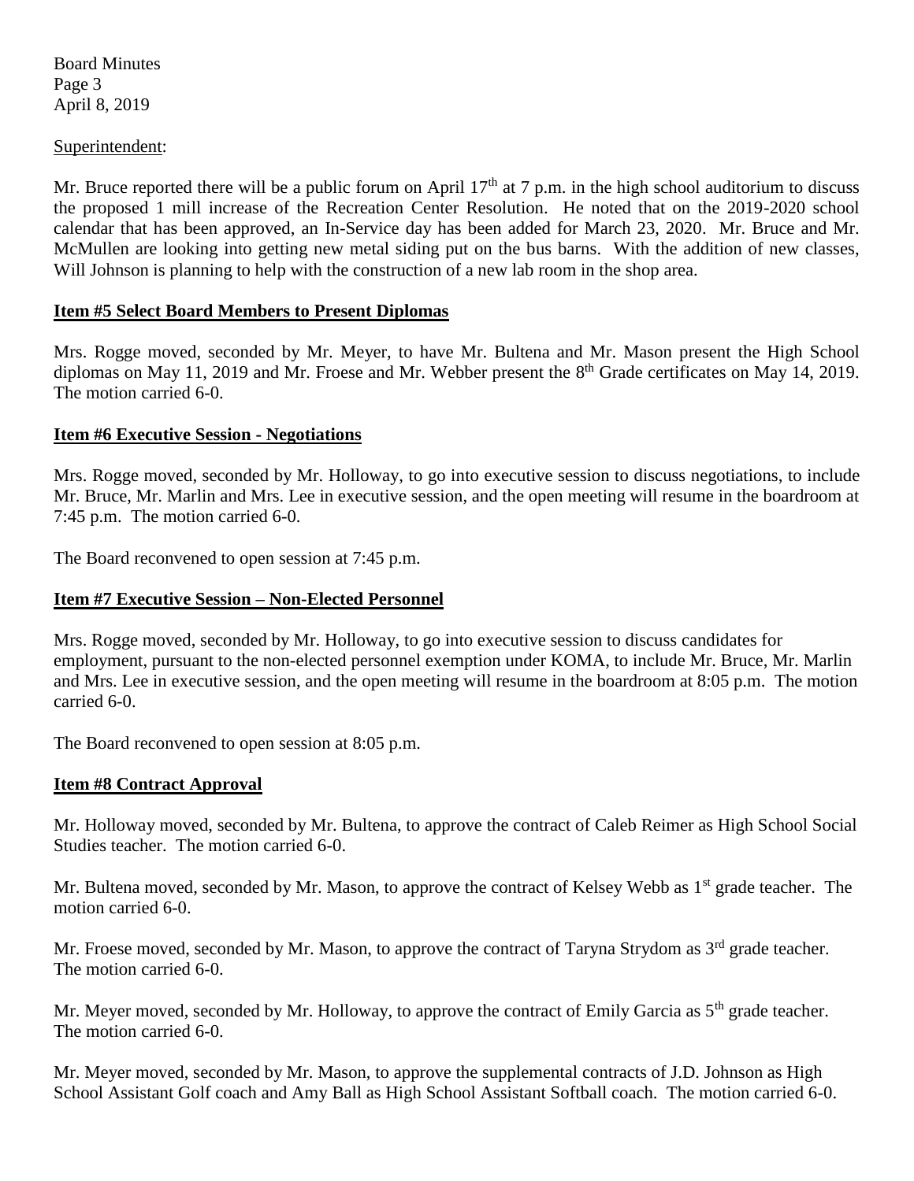Superintendent:

Mr. Bruce reported there will be a public forum on April 17th at 7 p.m. in the high school auditorium to discuss the proposed 1 mill increase of the Recreation Center Resolution. He noted that on the 2019-2020 school calendar that has been approved, an In-Service day has been added for March 23, 2020. Mr. Bruce and Mr. McMullen are looking into getting new metal siding put on the bus barns. With the addition of new classes, Will Johnson is planning to help with the construction of a new lab room in the shop area.

**Item #5 Select Board Members to Present Diplomas**

Mrs. Rogge moved, seconded by Mr. Meyer, to have Mr. Bultena and Mr. Mason present the High School diplomas on May 11, 2019 and Mr. Froese and Mr. Webber present the 8th Grade certificates on May 14, 2019. The motion carried 6-0.

**Item #6 Executive Session - Negotiations**

Mrs. Rogge moved, seconded by Mr. Holloway, to go into executive session to discuss negotiations, to include Mr. Bruce, Mr. Marlin and Mrs. Lee in executive session, and the open meeting will resume in the boardroom at 7:45 p.m. The motion carried 6-0.

The Board reconvened to open session at 7:45 p.m.

**Item #7 Executive Session – Non-Elected Personnel**

Mrs. Rogge moved, seconded by Mr. Holloway, to go into executive session to discuss candidates for employment, pursuant to the non-elected personnel exemption under KOMA, to include Mr. Bruce, Mr. Marlin and Mrs. Lee in executive session, and the open meeting will resume in the boardroom at 8:05 p.m. The motion carried 6-0.

The Board reconvened to open session at 8:05 p.m.

**Item #8 Contract Approval**

Mr. Holloway moved, seconded by Mr. Bultena, to approve the contract of Caleb Reimer as High School Social Studies teacher. The motion carried 6-0.

Mr. Bultena moved, seconded by Mr. Mason, to approve the contract of Kelsey Webb as 1st grade teacher. The motion carried 6-0.

Mr. Froese moved, seconded by Mr. Mason, to approve the contract of Taryna Strydom as 3rd grade teacher. The motion carried 6-0.

Mr. Meyer moved, seconded by Mr. Holloway, to approve the contract of Emily Garcia as 5th grade teacher. The motion carried 6-0.

Mr. Meyer moved, seconded by Mr. Mason, to approve the supplemental contracts of J.D. Johnson as High School Assistant Golf coach and Amy Ball as High School Assistant Softball coach. The motion carried 6-0.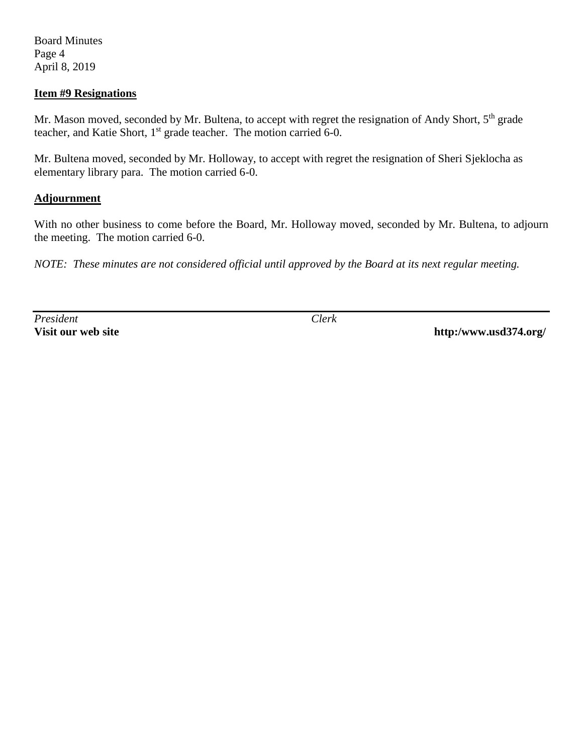**Item #9 Resignations**

Mr. Mason moved, seconded by Mr. Bultena, to accept with regret the resignation of Andy Short, 5th grade teacher, and Katie Short, 1st grade teacher. The motion carried 6-0.

Mr. Bultena moved, seconded by Mr. Holloway, to accept with regret the resignation of Sheri Sjeklocha as elementary library para. The motion carried 6-0.

**Adjournment**

With no other business to come before the Board, Mr. Holloway moved, seconded by Mr. Bultena, to adjourn the meeting. The motion carried 6-0.

*NOTE: These minutes are not considered official until approved by the Board at its next regular meeting.*

*President* *Clerk*

**Visit our web site** **http:/www.usd374.org/**